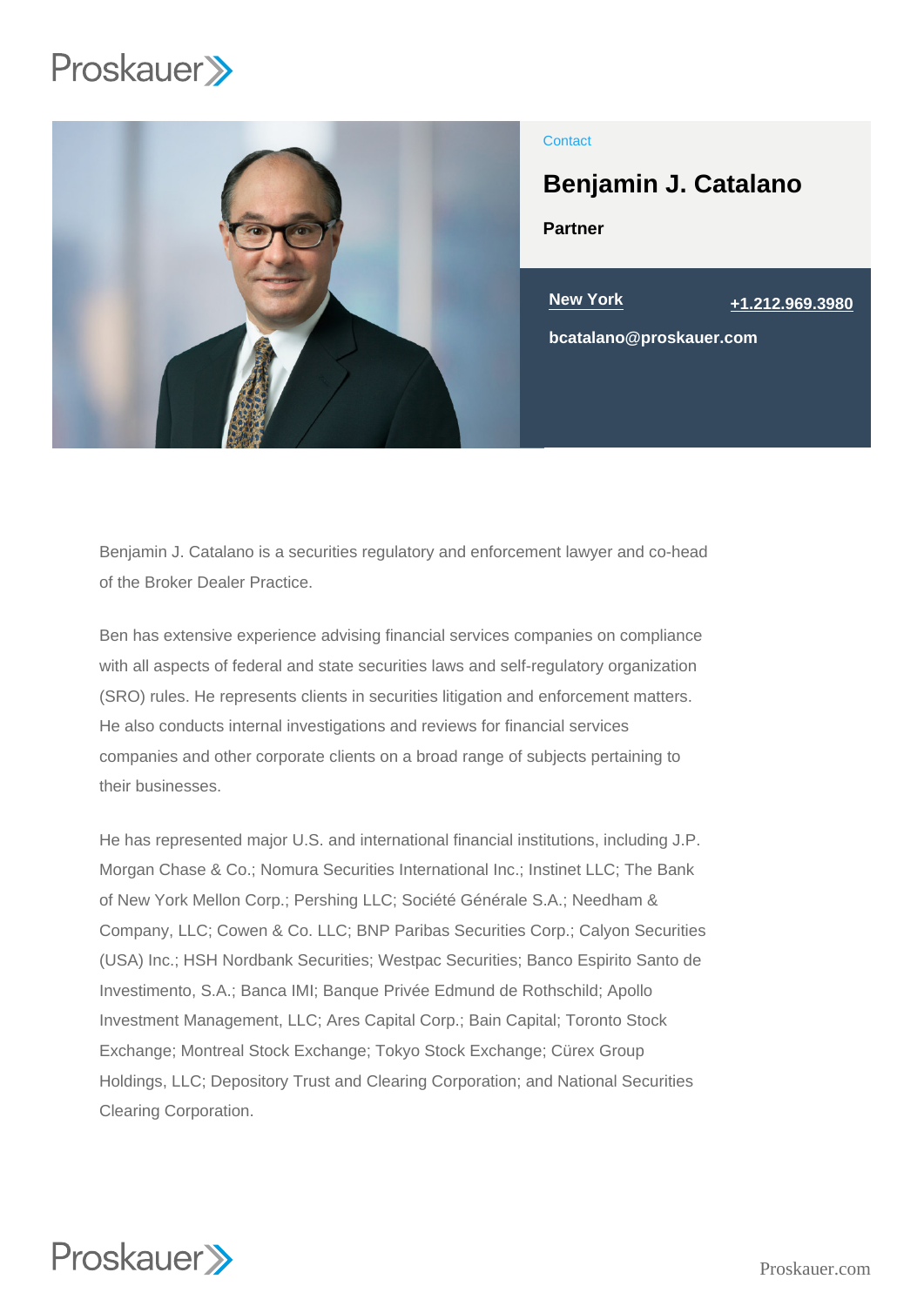Contact

# Benjamin J. Catalano

**Partner**

New York

+1.212.969.3980

bcatalano@proskauer.com

Benjamin J. Catalano is a securities regulatory and enforcement lawyer and co-head of the Broker Dealer Practice.

Ben has extensive experience advising financial services companies on compliance with all aspects of federal and state securities laws and self-regulatory organization (SRO) rules. He represents clients in securities litigation and enforcement matters. He also conducts internal investigations and reviews for financial services companies and other corporate clients on a broad range of subjects pertaining to their businesses.

He has represented major U.S. and international financial institutions, including J.P. Morgan Chase & Co.; Nomura Securities International Inc.; Instinet LLC; The Bank of New York Mellon Corp.; Pershing LLC; Société Générale S.A.; Needham & Company, LLC; Cowen & Co. LLC; BNP Paribas Securities Corp.; Calyon Securities (USA) Inc.; HSH Nordbank Securities; Westpac Securities; Banco Espirito Santo de Investimento, S.A.; Banca IMI; Banque Privée Edmund de Rothschild; Apollo Investment Management, LLC; Ares Capital Corp.; Bain Capital; Toronto Stock Exchange; Montreal Stock Exchange; Tokyo Stock Exchange; Cürex Group Holdings, LLC; Depository Trust and Clearing Corporation; and National Securities Clearing Corporation.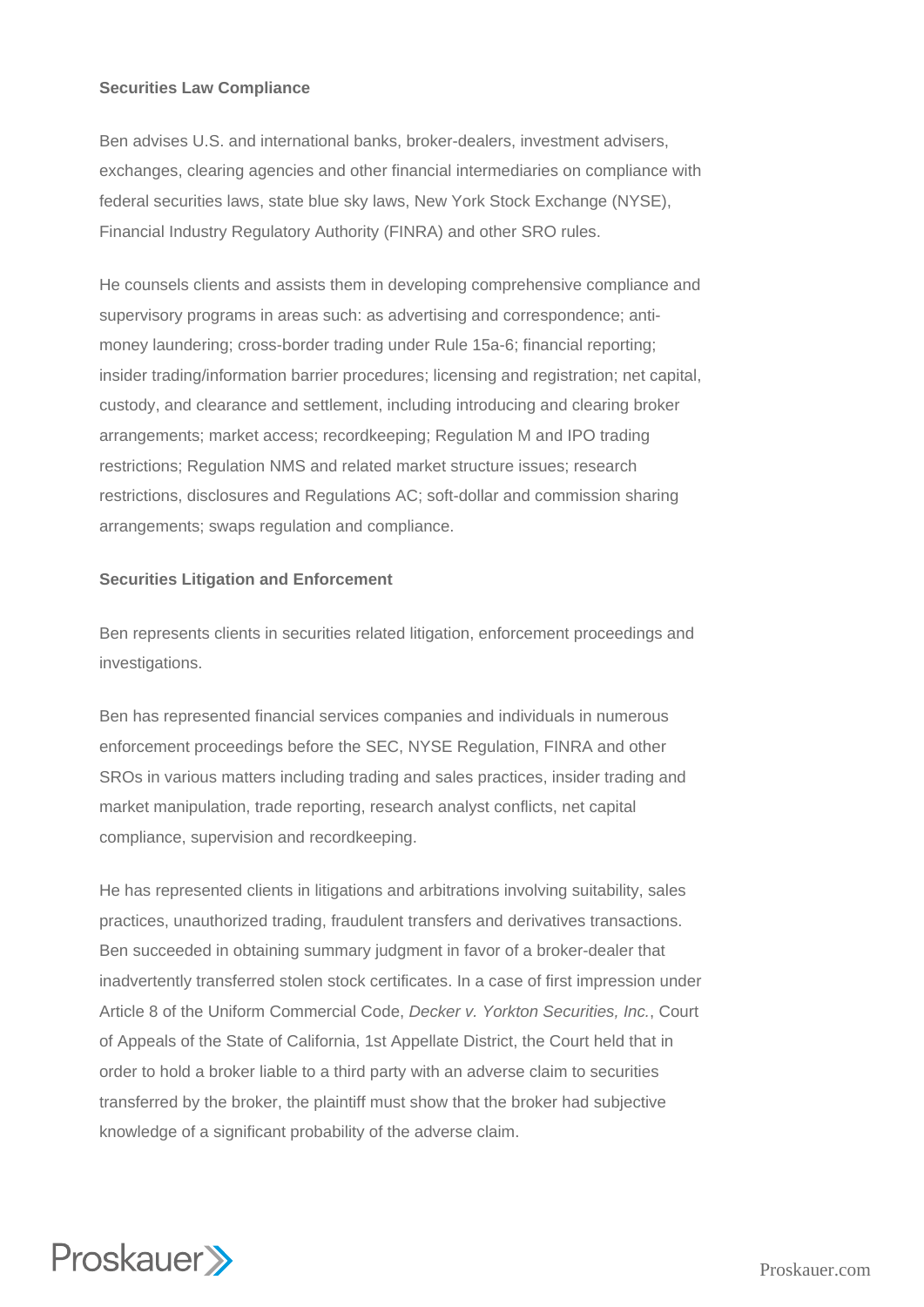**Securities Law Compliance**

Ben advises U.S. and international banks, broker-dealers, investment advisers, exchanges, clearing agencies and other financial intermediaries on compliance with federal securities laws, state blue sky laws, New York Stock Exchange (NYSE), Financial Industry Regulatory Authority (FINRA) and other SRO rules.

He counsels clients and assists them in developing comprehensive compliance and supervisory programs in areas such: as advertising and correspondence; anti-money laundering; cross-border trading under Rule 15a-6; financial reporting; insider trading/information barrier procedures; licensing and registration; net capital, custody, and clearance and settlement, including introducing and clearing broker arrangements; market access; recordkeeping; Regulation M and IPO trading restrictions; Regulation NMS and related market structure issues; research restrictions, disclosures and Regulations AC; soft-dollar and commission sharing arrangements; swaps regulation and compliance.

**Securities Litigation and Enforcement**

Ben represents clients in securities related litigation, enforcement proceedings and investigations.

Ben has represented financial services companies and individuals in numerous enforcement proceedings before the SEC, NYSE Regulation, FINRA and other SROs in various matters including trading and sales practices, insider trading and market manipulation, trade reporting, research analyst conflicts, net capital compliance, supervision and recordkeeping.

He has represented clients in litigations and arbitrations involving suitability, sales practices, unauthorized trading, fraudulent transfers and derivatives transactions. Ben succeeded in obtaining summary judgment in favor of a broker-dealer that inadvertently transferred stolen stock certificates. In a case of first impression under Article 8 of the Uniform Commercial Code, *Decker v. Yorkton Securities, Inc.*, Court of Appeals of the State of California, 1st Appellate District, the Court held that in order to hold a broker liable to a third party with an adverse claim to securities transferred by the broker, the plaintiff must show that the broker had subjective knowledge of a significant probability of the adverse claim.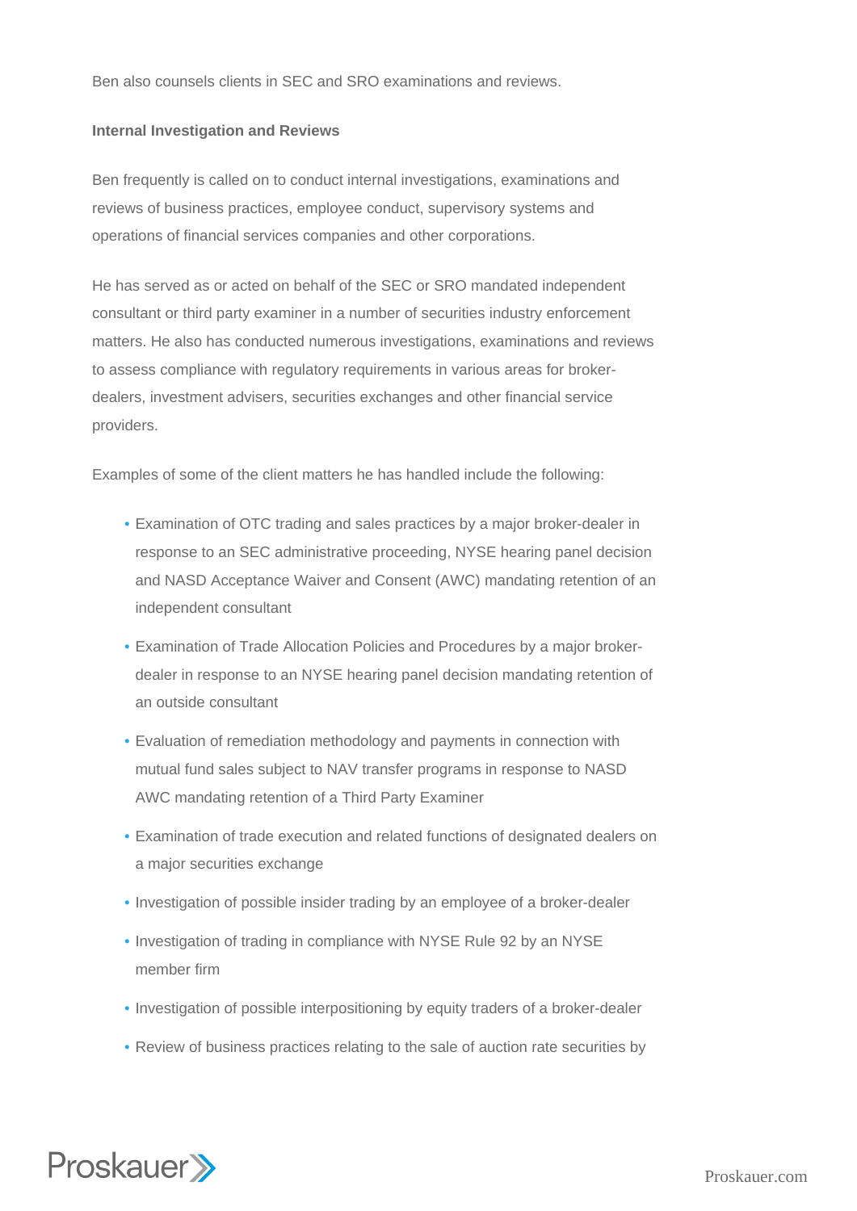Ben also counsels clients in SEC and SRO examinations and reviews.

**Internal Investigation and Reviews**

Ben frequently is called on to conduct internal investigations, examinations and reviews of business practices, employee conduct, supervisory systems and operations of financial services companies and other corporations.

He has served as or acted on behalf of the SEC or SRO mandated independent consultant or third party examiner in a number of securities industry enforcement matters. He also has conducted numerous investigations, examinations and reviews to assess compliance with regulatory requirements in various areas for broker-dealers, investment advisers, securities exchanges and other financial service providers.

Examples of some of the client matters he has handled include the following:

- Examination of OTC trading and sales practices by a major broker-dealer in response to an SEC administrative proceeding, NYSE hearing panel decision and NASD Acceptance Waiver and Consent (AWC) mandating retention of an independent consultant
- Examination of Trade Allocation Policies and Procedures by a major broker-dealer in response to an NYSE hearing panel decision mandating retention of an outside consultant
- Evaluation of remediation methodology and payments in connection with mutual fund sales subject to NAV transfer programs in response to NASD AWC mandating retention of a Third Party Examiner
- Examination of trade execution and related functions of designated dealers on a major securities exchange
- Investigation of possible insider trading by an employee of a broker-dealer
- Investigation of trading in compliance with NYSE Rule 92 by an NYSE member firm
- Investigation of possible interpositioning by equity traders of a broker-dealer
- Review of business practices relating to the sale of auction rate securities by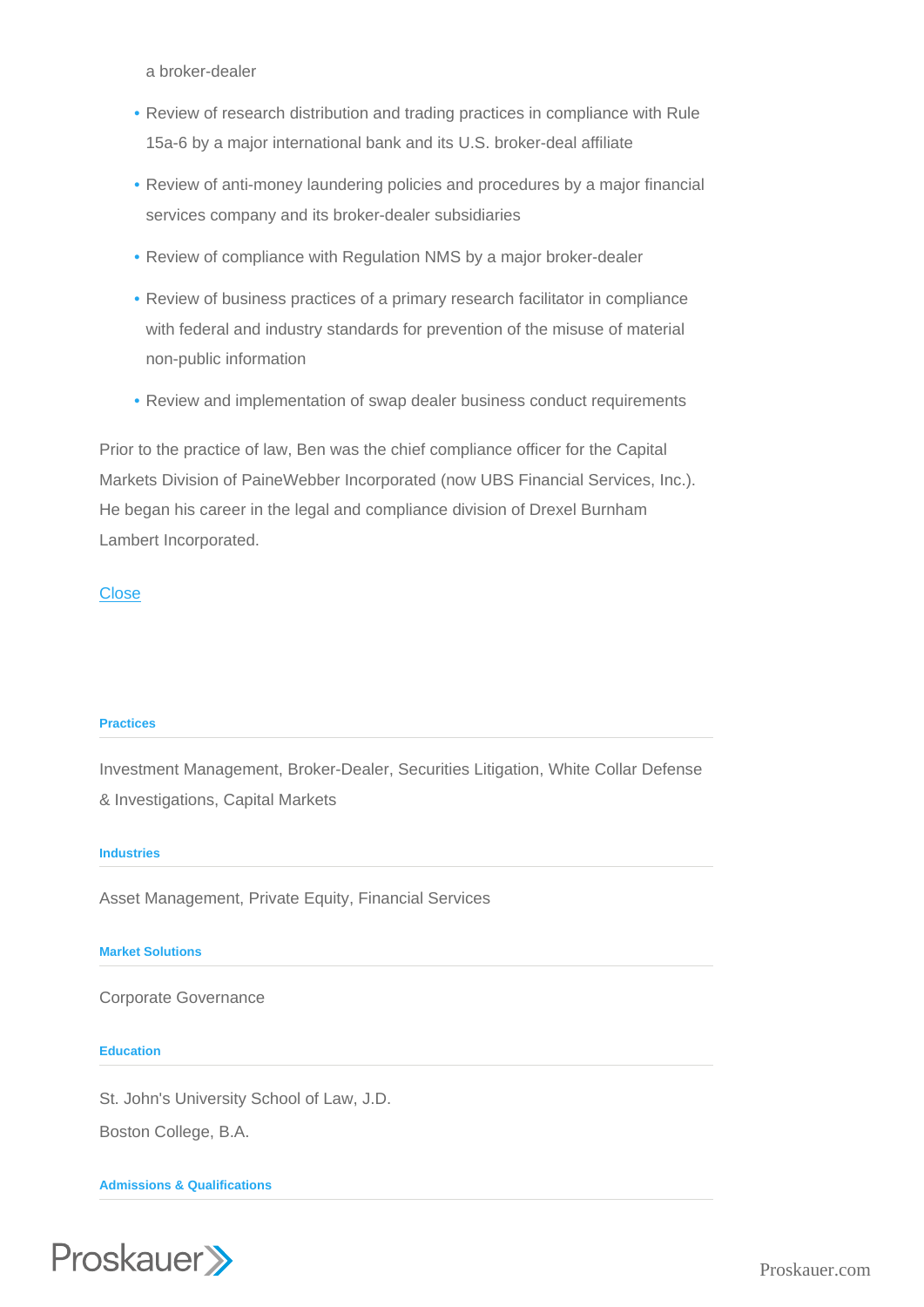a broker-dealer

- Review of research distribution and trading practices in compliance with Rule 15a-6 by a major international bank and its U.S. broker-deal affiliate
- Review of anti-money laundering policies and procedures by a major financial services company and its broker-dealer subsidiaries
- Review of compliance with Regulation NMS by a major broker-dealer
- Review of business practices of a primary research facilitator in compliance with federal and industry standards for prevention of the misuse of material non-public information
- Review and implementation of swap dealer business conduct requirements

Prior to the practice of law, Ben was the chief compliance officer for the Capital Markets Division of PaineWebber Incorporated (now UBS Financial Services, Inc.). He began his career in the legal and compliance division of Drexel Burnham Lambert Incorporated.

Close

#### Practices

Investment Management, Broker-Dealer, Securities Litigation, White Collar Defense & Investigations, Capital Markets

#### Industries

Asset Management, Private Equity, Financial Services

#### Market Solutions

Corporate Governance

#### Education

St. John's University School of Law, J.D.

Boston College, B.A.

#### Admissions & Qualifications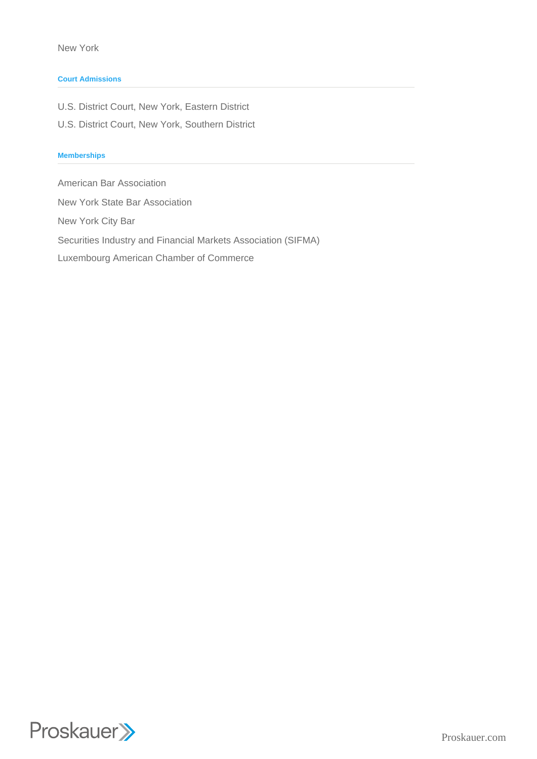New York

### Court Admissions

U.S. District Court, New York, Eastern District

U.S. District Court, New York, Southern District

### Memberships

American Bar Association

New York State Bar Association

New York City Bar

Securities Industry and Financial Markets Association (SIFMA)

Luxembourg American Chamber of Commerce